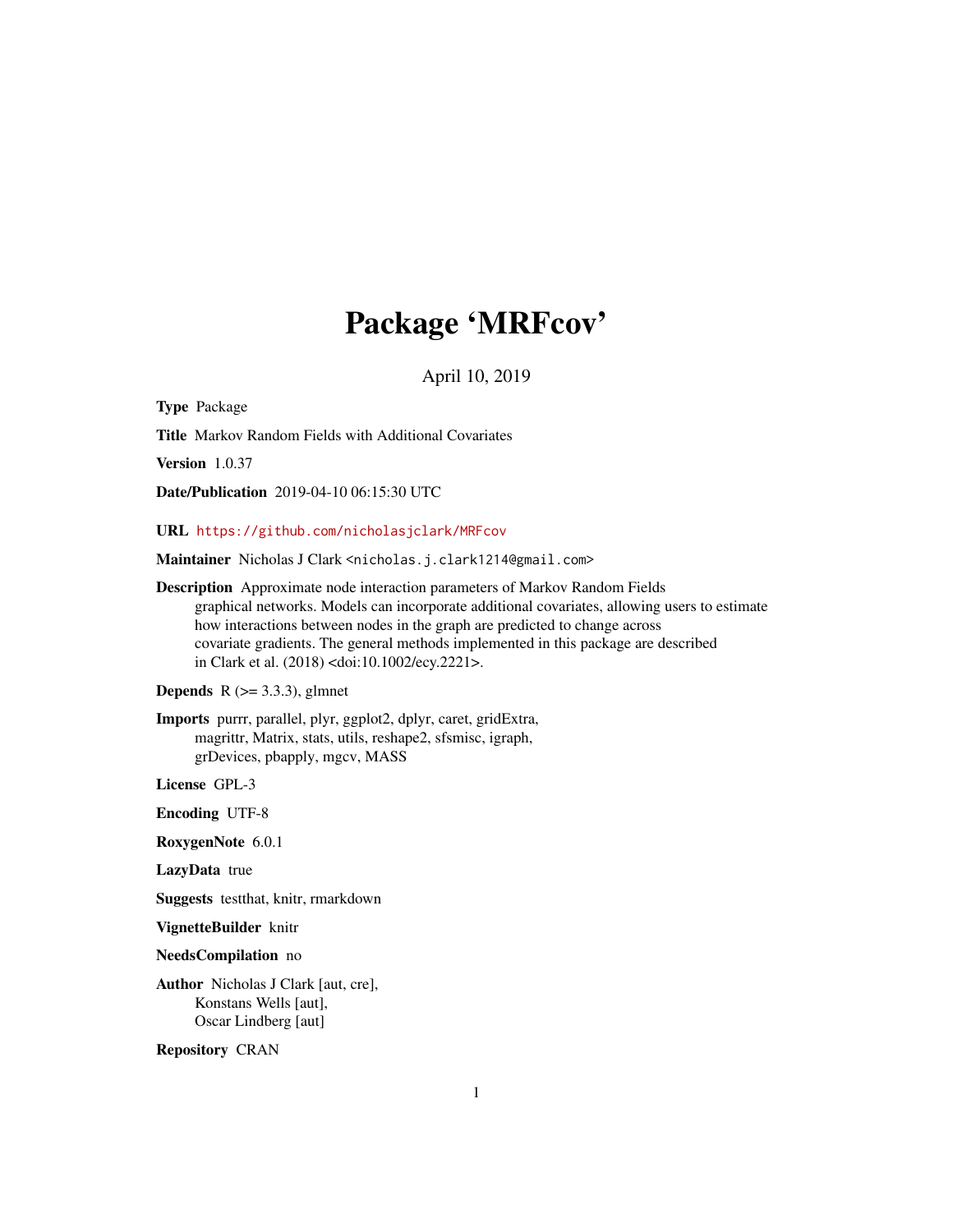# Package 'MRFcov'

April 10, 2019

**Type** Package

**Title** Markov Random Fields with Additional Covariates

**Version** 1.0.37

**Date/Publication** 2019-04-10 06:15:30 UTC

**URL** https://github.com/nicholasjclark/MRFcov

**Maintainer** Nicholas J Clark <nicholas.j.clark1214@gmail.com>

**Description** Approximate node interaction parameters of Markov Random Fields graphical networks. Models can incorporate additional covariates, allowing users to estimate how interactions between nodes in the graph are predicted to change across covariate gradients. The general methods implemented in this package are described in Clark et al. (2018) <doi:10.1002/ecy.2221>.

**Depends** R (>= 3.3.3), glmnet

**Imports** purrr, parallel, plyr, ggplot2, dplyr, caret, gridExtra, magrittr, Matrix, stats, utils, reshape2, sfsmisc, igraph, grDevices, pbapply, mgcv, MASS

**License** GPL-3

**Encoding** UTF-8

**RoxygenNote** 6.0.1

**LazyData** true

**Suggests** testthat, knitr, rmarkdown

**VignetteBuilder** knitr

**NeedsCompilation** no

**Author** Nicholas J Clark [aut, cre], Konstans Wells [aut], Oscar Lindberg [aut]

**Repository** CRAN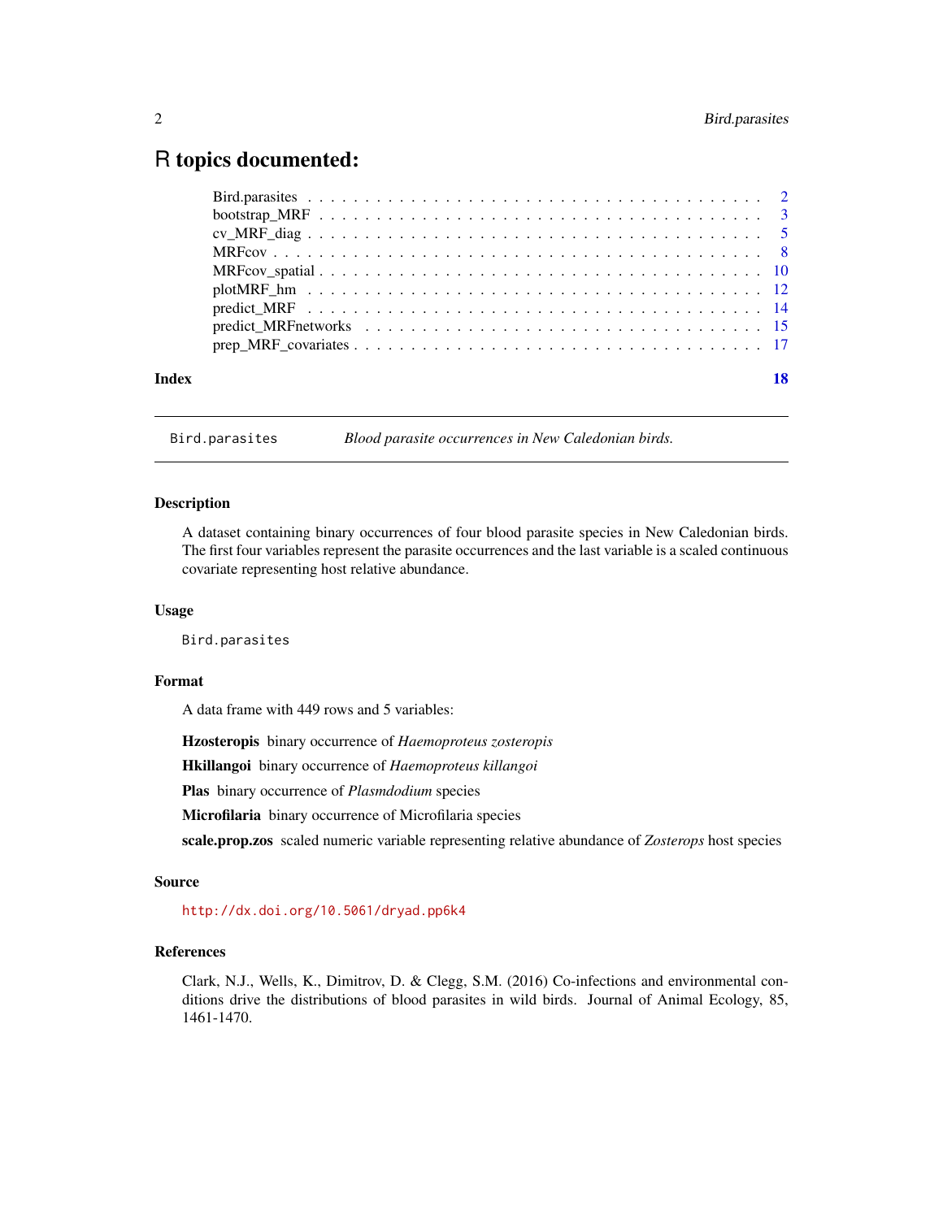# R topics documented:

- Bird.parasites . . . . . . . . . . 2
- bootstrap_MRF . . . . . . . . . . 3
- cv_MRF_diag . . . . . . . . . . 5
- MRFcov . . . . . . . . . . 8
- MRFcov_spatial . . . . . . . . . . 10
- plotMRF_hm . . . . . . . . . . 12
- predict_MRF . . . . . . . . . . 14
- predict_MRFnetworks . . . . . . . . . . 15
- prep_MRF_covariates . . . . . . . . . . 17

**Index** 18

---

`Bird.parasites` *Blood parasite occurrences in New Caledonian birds.*

---

### Description

A dataset containing binary occurrences of four blood parasite species in New Caledonian birds. The first four variables represent the parasite occurrences and the last variable is a scaled continuous covariate representing host relative abundance.

### Usage

```
Bird.parasites
```

### Format

A data frame with 449 rows and 5 variables:

**Hzosteropis** binary occurrence of *Haemoproteus zosteropis*

**Hkillangoi** binary occurrence of *Haemoproteus killangoi*

**Plas** binary occurrence of *Plasmdodium* species

**Microfilaria** binary occurrence of Microfilaria species

**scale.prop.zos** scaled numeric variable representing relative abundance of *Zosterops* host species

### Source

http://dx.doi.org/10.5061/dryad.pp6k4

### References

Clark, N.J., Wells, K., Dimitrov, D. & Clegg, S.M. (2016) Co-infections and environmental conditions drive the distributions of blood parasites in wild birds. Journal of Animal Ecology, 85, 1461-1470.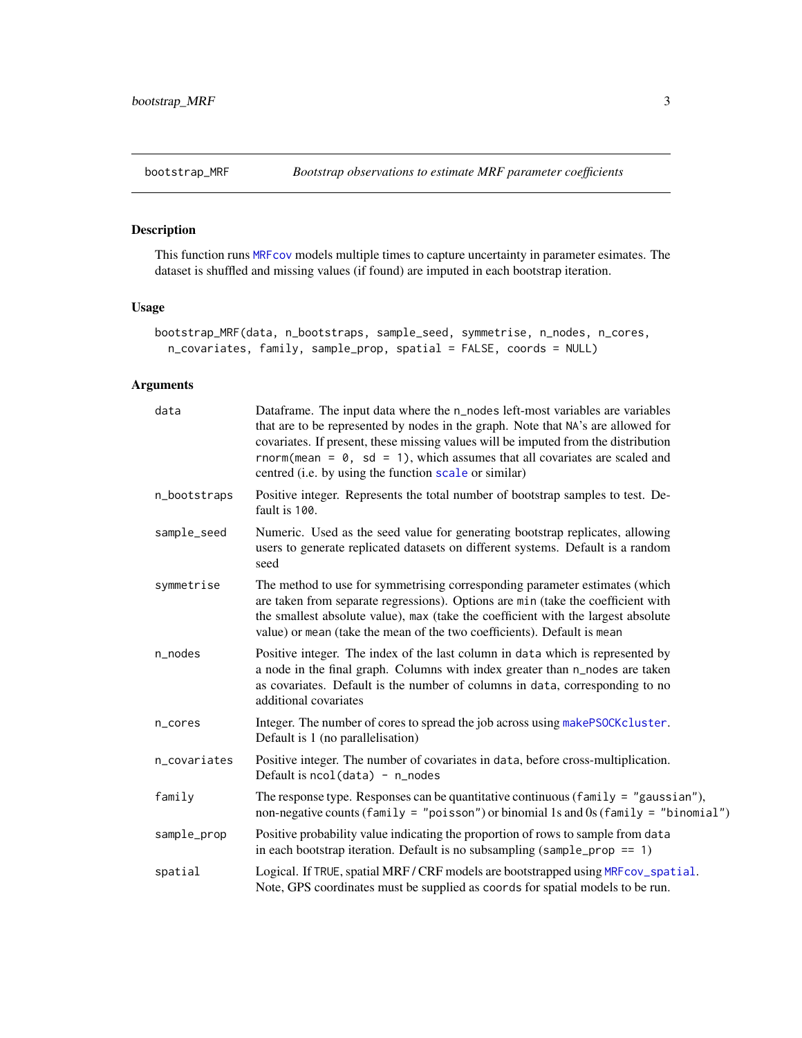`bootstrap_MRF` *Bootstrap observations to estimate MRF parameter coefficients*

## Description

This function runs MRFcov models multiple times to capture uncertainty in parameter esimates. The dataset is shuffled and missing values (if found) are imputed in each bootstrap iteration.

## Usage

```
bootstrap_MRF(data, n_bootstraps, sample_seed, symmetrise, n_nodes, n_cores,
  n_covariates, family, sample_prop, spatial = FALSE, coords = NULL)
```

## Arguments

| | |
|---|---|
| `data` | Dataframe. The input data where the `n_nodes` left-most variables are variables that are to be represented by nodes in the graph. Note that `NA`'s are allowed for covariates. If present, these missing values will be imputed from the distribution `rnorm(mean = 0, sd = 1)`, which assumes that all covariates are scaled and centred (i.e. by using the function scale or similar) |
| `n_bootstraps` | Positive integer. Represents the total number of bootstrap samples to test. Default is `100`. |
| `sample_seed` | Numeric. Used as the seed value for generating bootstrap replicates, allowing users to generate replicated datasets on different systems. Default is a random seed |
| `symmetrise` | The method to use for symmetrising corresponding parameter estimates (which are taken from separate regressions). Options are `min` (take the coefficient with the smallest absolute value), `max` (take the coefficient with the largest absolute value) or `mean` (take the mean of the two coefficients). Default is `mean` |
| `n_nodes` | Positive integer. The index of the last column in `data` which is represented by a node in the final graph. Columns with index greater than `n_nodes` are taken as covariates. Default is the number of columns in `data`, corresponding to no additional covariates |
| `n_cores` | Integer. The number of cores to spread the job across using makePSOCKcluster. Default is 1 (no parallelisation) |
| `n_covariates` | Positive integer. The number of covariates in `data`, before cross-multiplication. Default is `ncol(data) - n_nodes` |
| `family` | The response type. Responses can be quantitative continuous (`family = "gaussian"`), non-negative counts (`family = "poisson"`) or binomial 1s and 0s (`family = "binomial"`) |
| `sample_prop` | Positive probability value indicating the proportion of rows to sample from `data` in each bootstrap iteration. Default is no subsampling (`sample_prop == 1`) |
| `spatial` | Logical. If `TRUE`, spatial MRF / CRF models are bootstrapped using MRFcov_spatial. Note, GPS coordinates must be supplied as `coords` for spatial models to be run. |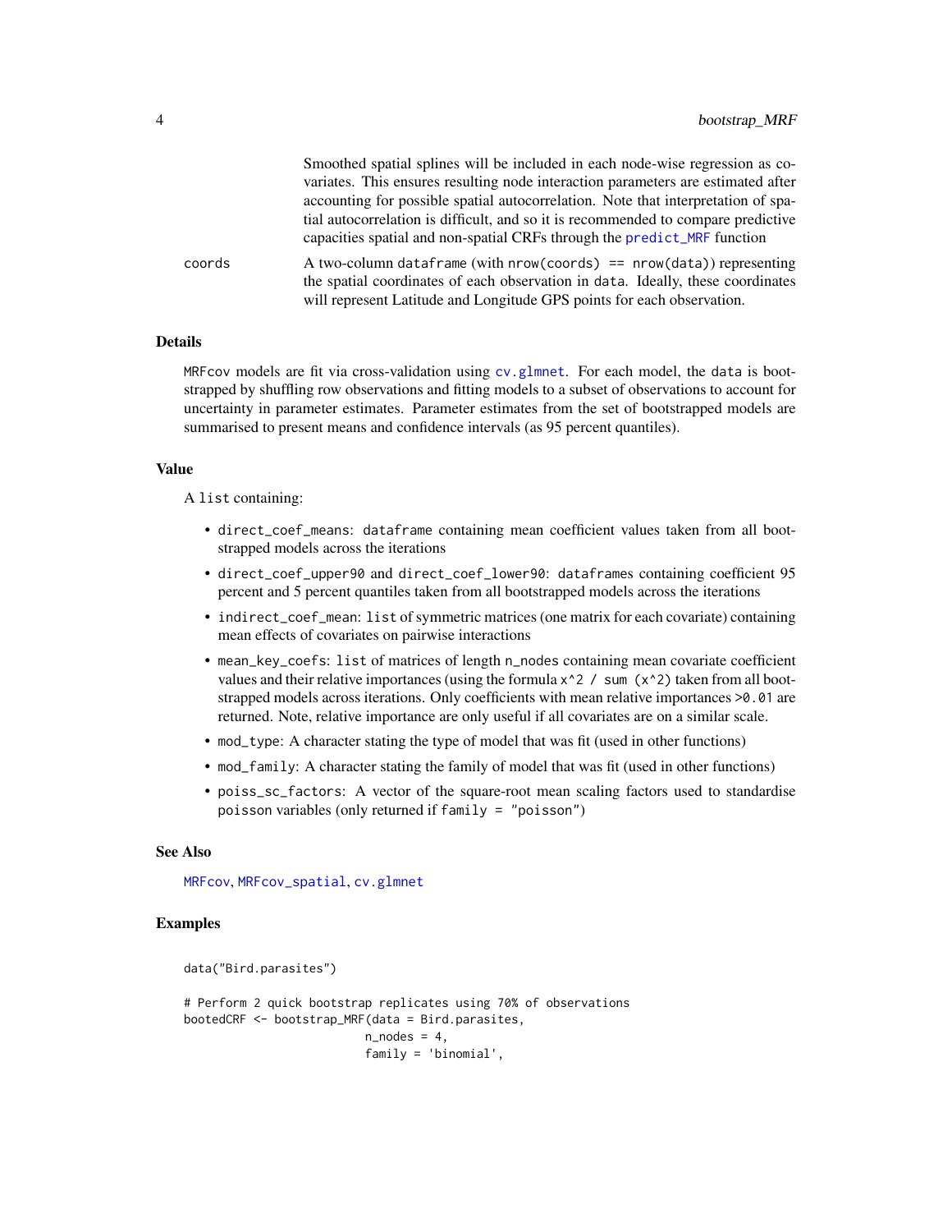Smoothed spatial splines will be included in each node-wise regression as covariates. This ensures resulting node interaction parameters are estimated after accounting for possible spatial autocorrelation. Note that interpretation of spatial autocorrelation is difficult, and so it is recommended to compare predictive capacities spatial and non-spatial CRFs through the `predict_MRF` function

`coords` A two-column `dataframe` (with `nrow(coords) == nrow(data)`) representing the spatial coordinates of each observation in `data`. Ideally, these coordinates will represent Latitude and Longitude GPS points for each observation.

## Details

`MRFcov` models are fit via cross-validation using `cv.glmnet`. For each model, the `data` is bootstrapped by shuffling row observations and fitting models to a subset of observations to account for uncertainty in parameter estimates. Parameter estimates from the set of bootstrapped models are summarised to present means and confidence intervals (as 95 percent quantiles).

## Value

A `list` containing:

- `direct_coef_means`: `dataframe` containing mean coefficient values taken from all bootstrapped models across the iterations
- `direct_coef_upper90` and `direct_coef_lower90`: `dataframes` containing coefficient 95 percent and 5 percent quantiles taken from all bootstrapped models across the iterations
- `indirect_coef_mean`: `list` of symmetric matrices (one matrix for each covariate) containing mean effects of covariates on pairwise interactions
- `mean_key_coefs`: `list` of matrices of length `n_nodes` containing mean covariate coefficient values and their relative importances (using the formula `x^2 / sum (x^2)` taken from all bootstrapped models across iterations. Only coefficients with mean relative importances `>0.01` are returned. Note, relative importance are only useful if all covariates are on a similar scale.
- `mod_type`: A character stating the type of model that was fit (used in other functions)
- `mod_family`: A character stating the family of model that was fit (used in other functions)
- `poiss_sc_factors`: A vector of the square-root mean scaling factors used to standardise `poisson` variables (only returned if `family = "poisson"`)

## See Also

`MRFcov`, `MRFcov_spatial`, `cv.glmnet`

## Examples

```
data("Bird.parasites")

# Perform 2 quick bootstrap replicates using 70% of observations
bootedCRF <- bootstrap_MRF(data = Bird.parasites,
                           n_nodes = 4,
                           family = 'binomial',
```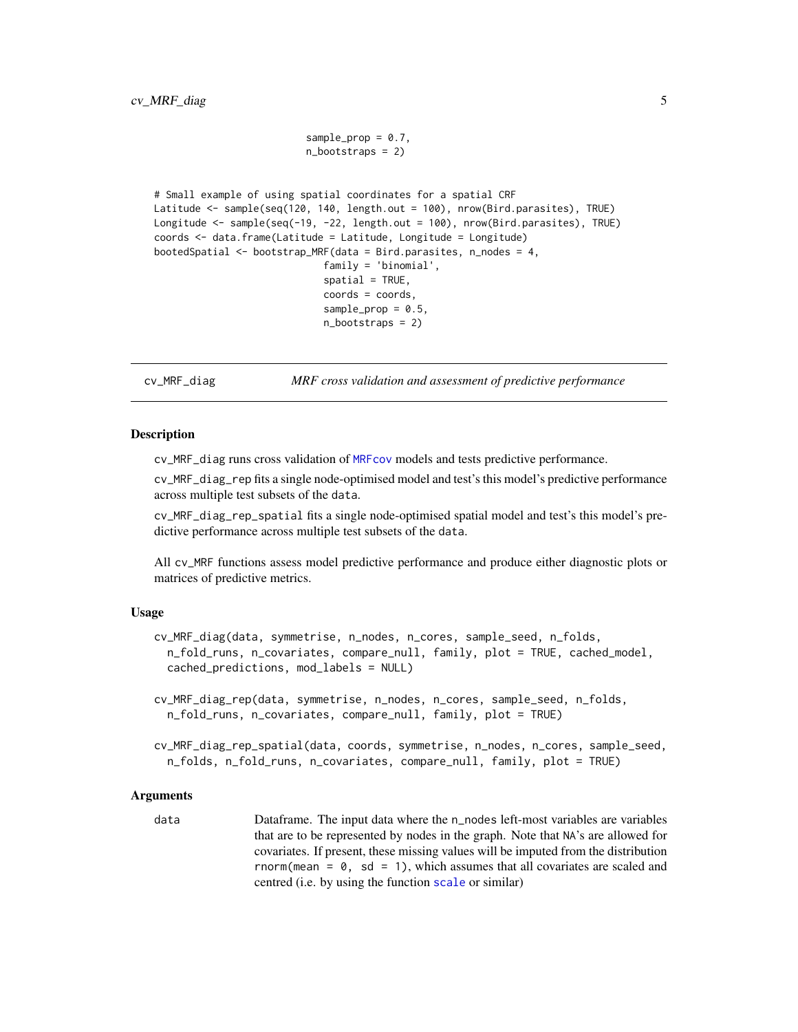```
                             sample_prop = 0.7,
                             n_bootstraps = 2)


# Small example of using spatial coordinates for a spatial CRF
Latitude <- sample(seq(120, 140, length.out = 100), nrow(Bird.parasites), TRUE)
Longitude <- sample(seq(-19, -22, length.out = 100), nrow(Bird.parasites), TRUE)
coords <- data.frame(Latitude = Latitude, Longitude = Longitude)
bootedSpatial <- bootstrap_MRF(data = Bird.parasites, n_nodes = 4,
                               family = 'binomial',
                               spatial = TRUE,
                               coords = coords,
                               sample_prop = 0.5,
                               n_bootstraps = 2)
```

## cv_MRF_diag — *MRF cross validation and assessment of predictive performance*

### Description

cv_MRF_diag runs cross validation of MRFcov models and tests predictive performance.

cv_MRF_diag_rep fits a single node-optimised model and test's this model's predictive performance across multiple test subsets of the data.

cv_MRF_diag_rep_spatial fits a single node-optimised spatial model and test's this model's predictive performance across multiple test subsets of the data.

All cv_MRF functions assess model predictive performance and produce either diagnostic plots or matrices of predictive metrics.

### Usage

```
cv_MRF_diag(data, symmetrise, n_nodes, n_cores, sample_seed, n_folds,
  n_fold_runs, n_covariates, compare_null, family, plot = TRUE, cached_model,
  cached_predictions, mod_labels = NULL)

cv_MRF_diag_rep(data, symmetrise, n_nodes, n_cores, sample_seed, n_folds,
  n_fold_runs, n_covariates, compare_null, family, plot = TRUE)

cv_MRF_diag_rep_spatial(data, coords, symmetrise, n_nodes, n_cores, sample_seed,
  n_folds, n_fold_runs, n_covariates, compare_null, family, plot = TRUE)
```

### Arguments

| | |
|---|---|
| data | Dataframe. The input data where the n_nodes left-most variables are variables that are to be represented by nodes in the graph. Note that NA's are allowed for covariates. If present, these missing values will be imputed from the distribution rnorm(mean = 0, sd = 1), which assumes that all covariates are scaled and centred (i.e. by using the function scale or similar) |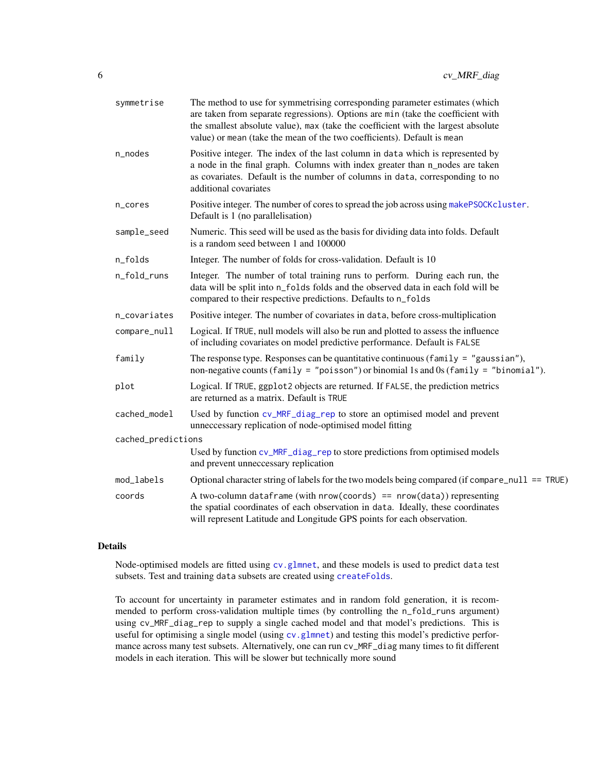| | |
|---|---|
| `symmetrise` | The method to use for symmetrising corresponding parameter estimates (which are taken from separate regressions). Options are `min` (take the coefficient with the smallest absolute value), `max` (take the coefficient with the largest absolute value) or `mean` (take the mean of the two coefficients). Default is `mean` |
| `n_nodes` | Positive integer. The index of the last column in `data` which is represented by a node in the final graph. Columns with index greater than n_nodes are taken as covariates. Default is the number of columns in `data`, corresponding to no additional covariates |
| `n_cores` | Positive integer. The number of cores to spread the job across using `makePSOCKcluster`. Default is 1 (no parallelisation) |
| `sample_seed` | Numeric. This seed will be used as the basis for dividing data into folds. Default is a random seed between 1 and 100000 |
| `n_folds` | Integer. The number of folds for cross-validation. Default is 10 |
| `n_fold_runs` | Integer. The number of total training runs to perform. During each run, the data will be split into `n_folds` folds and the observed data in each fold will be compared to their respective predictions. Defaults to `n_folds` |
| `n_covariates` | Positive integer. The number of covariates in `data`, before cross-multiplication |
| `compare_null` | Logical. If `TRUE`, null models will also be run and plotted to assess the influence of including covariates on model predictive performance. Default is `FALSE` |
| `family` | The response type. Responses can be quantitative continuous (`family = "gaussian"`), non-negative counts (`family = "poisson"`) or binomial 1s and 0s (`family = "binomial"`). |
| `plot` | Logical. If `TRUE`, `ggplot2` objects are returned. If `FALSE`, the prediction metrics are returned as a matrix. Default is `TRUE` |
| `cached_model` | Used by function `cv_MRF_diag_rep` to store an optimised model and prevent unneccessary replication of node-optimised model fitting |
| `cached_predictions` | Used by function `cv_MRF_diag_rep` to store predictions from optimised models and prevent unneccessary replication |
| `mod_labels` | Optional character string of labels for the two models being compared (if `compare_null == TRUE`) |
| `coords` | A two-column `dataframe` (with `nrow(coords) == nrow(data)`) representing the spatial coordinates of each observation in `data`. Ideally, these coordinates will represent Latitude and Longitude GPS points for each observation. |

## Details

Node-optimised models are fitted using `cv.glmnet`, and these models is used to predict `data` test subsets. Test and training `data` subsets are created using `createFolds`.

To account for uncertainty in parameter estimates and in random fold generation, it is recommended to perform cross-validation multiple times (by controlling the `n_fold_runs` argument) using `cv_MRF_diag_rep` to supply a single cached model and that model's predictions. This is useful for optimising a single model (using `cv.glmnet`) and testing this model's predictive performance across many test subsets. Alternatively, one can run `cv_MRF_diag` many times to fit different models in each iteration. This will be slower but technically more sound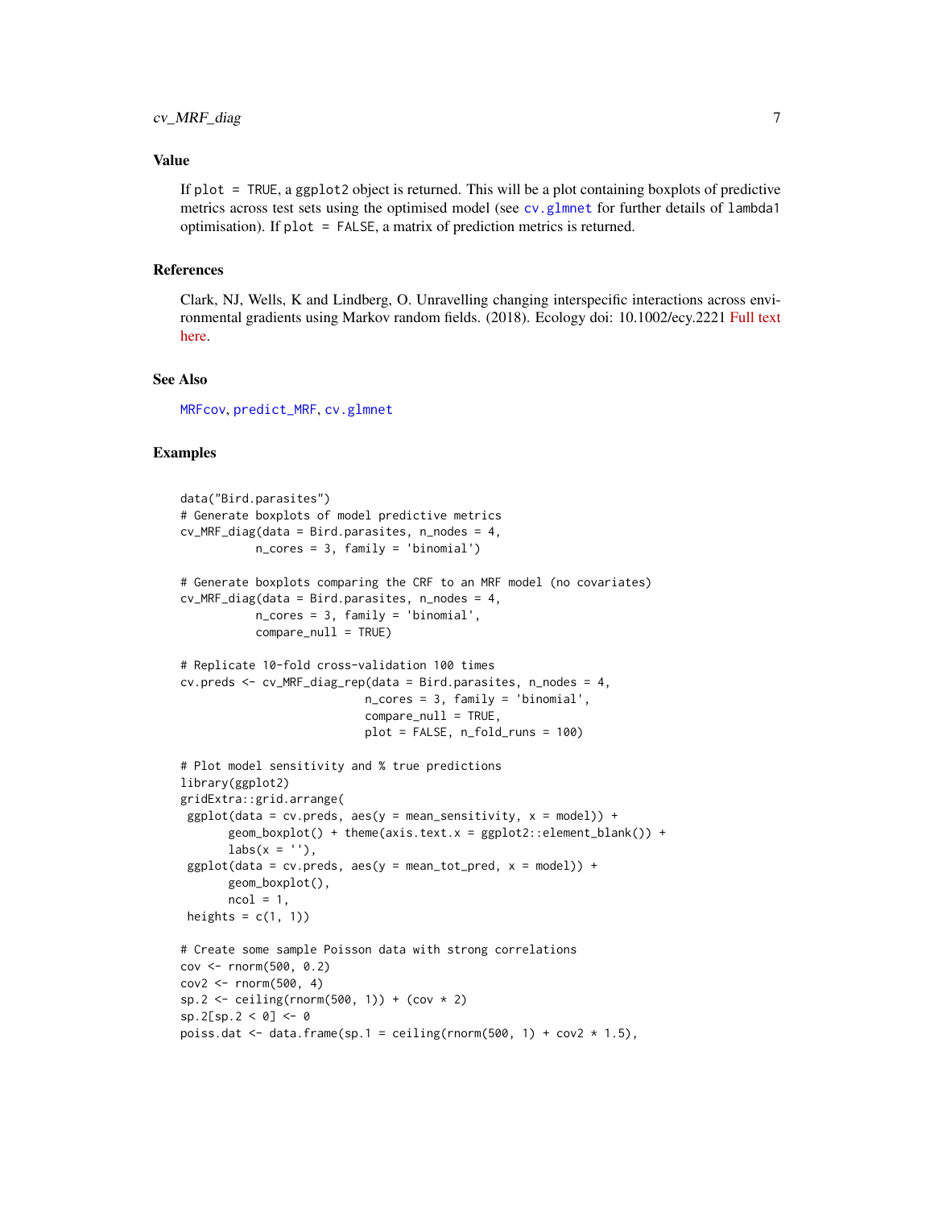### Value

If `plot = TRUE`, a `ggplot2` object is returned. This will be a plot containing boxplots of predictive metrics across test sets using the optimised model (see `cv.glmnet` for further details of `lambda1` optimisation). If `plot = FALSE`, a matrix of prediction metrics is returned.

### References

Clark, NJ, Wells, K and Lindberg, O. Unravelling changing interspecific interactions across environmental gradients using Markov random fields. (2018). Ecology doi: 10.1002/ecy.2221 Full text here.

### See Also

`MRFcov`, `predict_MRF`, `cv.glmnet`

### Examples

```
data("Bird.parasites")
# Generate boxplots of model predictive metrics
cv_MRF_diag(data = Bird.parasites, n_nodes = 4,
            n_cores = 3, family = 'binomial')

# Generate boxplots comparing the CRF to an MRF model (no covariates)
cv_MRF_diag(data = Bird.parasites, n_nodes = 4,
            n_cores = 3, family = 'binomial',
            compare_null = TRUE)

# Replicate 10-fold cross-validation 100 times
cv.preds <- cv_MRF_diag_rep(data = Bird.parasites, n_nodes = 4,
                            n_cores = 3, family = 'binomial',
                            compare_null = TRUE,
                            plot = FALSE, n_fold_runs = 100)

# Plot model sensitivity and % true predictions
library(ggplot2)
gridExtra::grid.arrange(
 ggplot(data = cv.preds, aes(y = mean_sensitivity, x = model)) +
       geom_boxplot() + theme(axis.text.x = ggplot2::element_blank()) +
       labs(x = ''),
 ggplot(data = cv.preds, aes(y = mean_tot_pred, x = model)) +
       geom_boxplot(),
       ncol = 1,
 heights = c(1, 1))

# Create some sample Poisson data with strong correlations
cov <- rnorm(500, 0.2)
cov2 <- rnorm(500, 4)
sp.2 <- ceiling(rnorm(500, 1)) + (cov * 2)
sp.2[sp.2 < 0] <- 0
poiss.dat <- data.frame(sp.1 = ceiling(rnorm(500, 1) + cov2 * 1.5),
```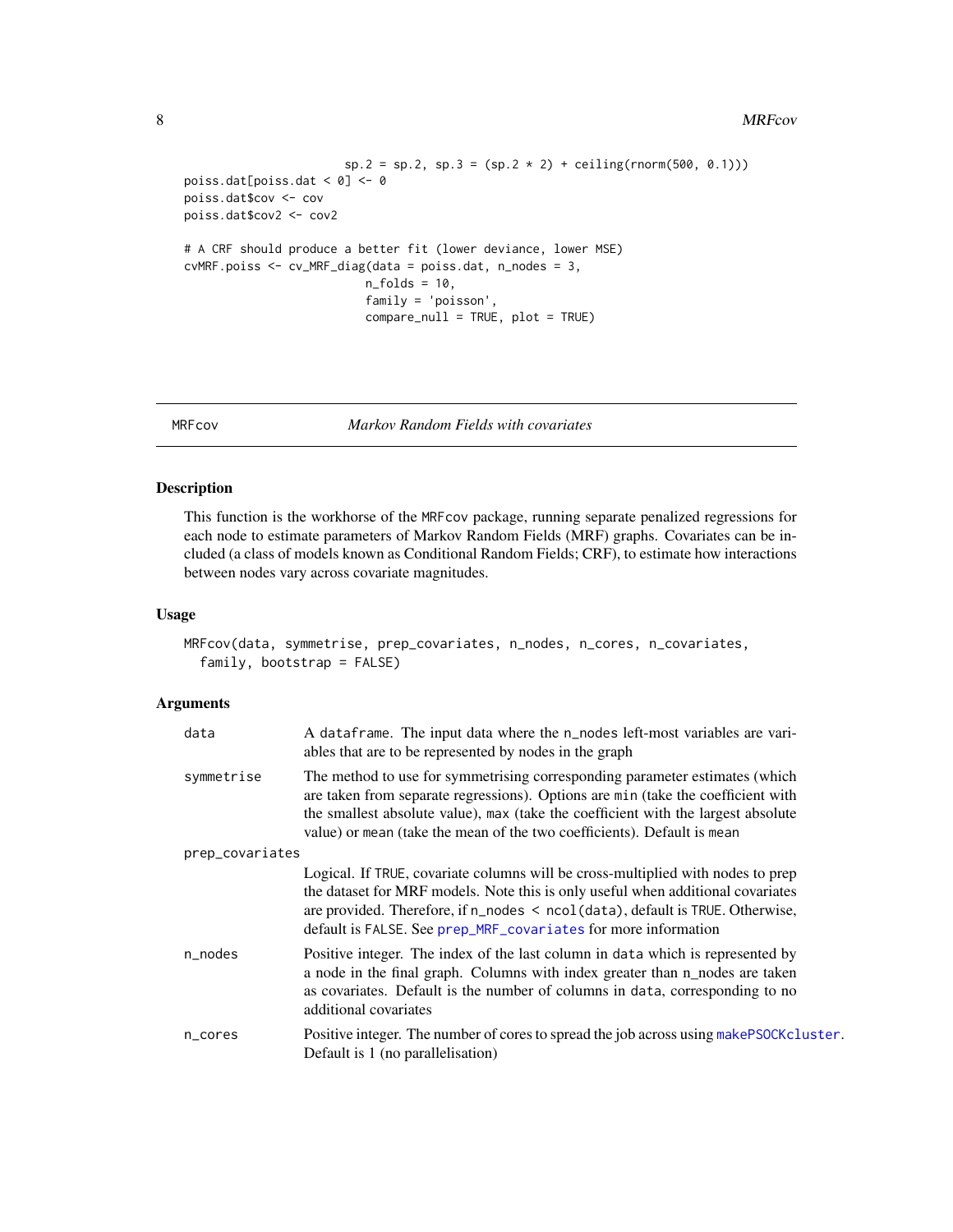```
                        sp.2 = sp.2, sp.3 = (sp.2 * 2) + ceiling(rnorm(500, 0.1)))
poiss.dat[poiss.dat < 0] <- 0
poiss.dat$cov <- cov
poiss.dat$cov2 <- cov2

# A CRF should produce a better fit (lower deviance, lower MSE)
cvMRF.poiss <- cv_MRF_diag(data = poiss.dat, n_nodes = 3,
                           n_folds = 10,
                           family = 'poisson',
                           compare_null = TRUE, plot = TRUE)
```

## MRFcov — *Markov Random Fields with covariates*

### Description

This function is the workhorse of the MRFcov package, running separate penalized regressions for each node to estimate parameters of Markov Random Fields (MRF) graphs. Covariates can be included (a class of models known as Conditional Random Fields; CRF), to estimate how interactions between nodes vary across covariate magnitudes.

### Usage

```
MRFcov(data, symmetrise, prep_covariates, n_nodes, n_cores, n_covariates,
  family, bootstrap = FALSE)
```

### Arguments

| Argument | Description |
|---|---|
| data | A dataframe. The input data where the n_nodes left-most variables are variables that are to be represented by nodes in the graph |
| symmetrise | The method to use for symmetrising corresponding parameter estimates (which are taken from separate regressions). Options are min (take the coefficient with the smallest absolute value), max (take the coefficient with the largest absolute value) or mean (take the mean of the two coefficients). Default is mean |
| prep_covariates | Logical. If TRUE, covariate columns will be cross-multiplied with nodes to prep the dataset for MRF models. Note this is only useful when additional covariates are provided. Therefore, if n_nodes < ncol(data), default is TRUE. Otherwise, default is FALSE. See prep_MRF_covariates for more information |
| n_nodes | Positive integer. The index of the last column in data which is represented by a node in the final graph. Columns with index greater than n_nodes are taken as covariates. Default is the number of columns in data, corresponding to no additional covariates |
| n_cores | Positive integer. The number of cores to spread the job across using makePSOCKcluster. Default is 1 (no parallelisation) |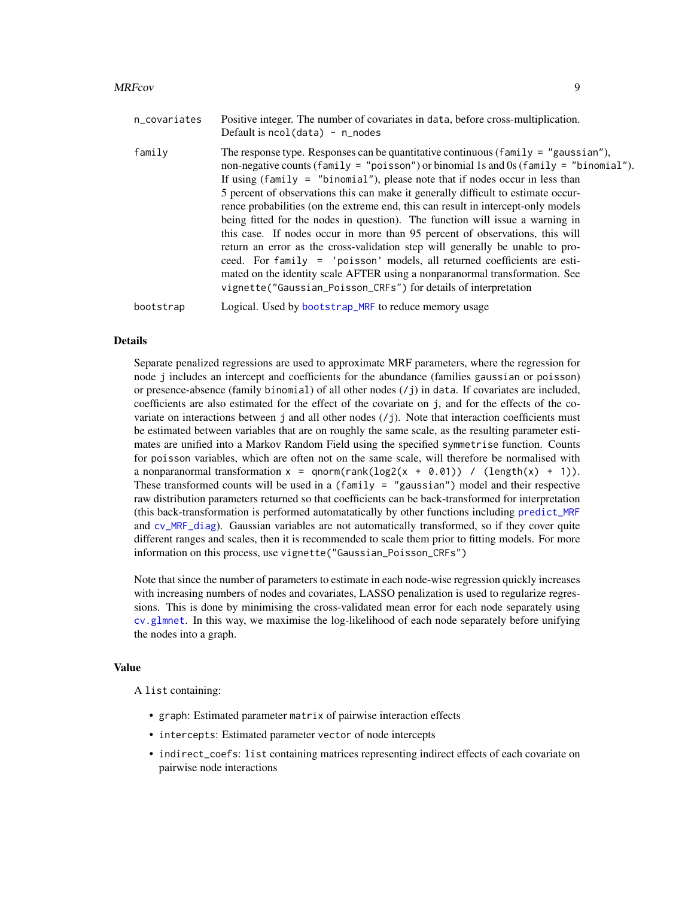| | |
|---|---|
| `n_covariates` | Positive integer. The number of covariates in `data`, before cross-multiplication. Default is `ncol(data) - n_nodes` |
| `family` | The response type. Responses can be quantitative continuous (`family = "gaussian"`), non-negative counts (`family = "poisson"`) or binomial 1s and 0s (`family = "binomial"`). If using (`family = "binomial"`), please note that if nodes occur in less than 5 percent of observations this can make it generally difficult to estimate occurrence probabilities (on the extreme end, this can result in intercept-only models being fitted for the nodes in question). The function will issue a warning in this case. If nodes occur in more than 95 percent of observations, this will return an error as the cross-validation step will generally be unable to proceed. For `family = 'poisson'` models, all returned coefficients are estimated on the identity scale AFTER using a nonparanormal transformation. See `vignette("Gaussian_Poisson_CRFs")` for details of interpretation |
| `bootstrap` | Logical. Used by `bootstrap_MRF` to reduce memory usage |

## Details

Separate penalized regressions are used to approximate MRF parameters, where the regression for node `j` includes an intercept and coefficients for the abundance (families `gaussian` or `poisson`) or presence-absence (family `binomial`) of all other nodes (`/j`) in `data`. If covariates are included, coefficients are also estimated for the effect of the covariate on `j`, and for the effects of the covariate on interactions between `j` and all other nodes (`/j`). Note that interaction coefficients must be estimated between variables that are on roughly the same scale, as the resulting parameter estimates are unified into a Markov Random Field using the specified `symmetrise` function. Counts for `poisson` variables, which are often not on the same scale, will therefore be normalised with a nonparanormal transformation `x = qnorm(rank(log2(x + 0.01)) / (length(x) + 1))`. These transformed counts will be used in a (`family = "gaussian"`) model and their respective raw distribution parameters returned so that coefficients can be back-transformed for interpretation (this back-transformation is performed automatatically by other functions including `predict_MRF` and `cv_MRF_diag`). Gaussian variables are not automatically transformed, so if they cover quite different ranges and scales, then it is recommended to scale them prior to fitting models. For more information on this process, use `vignette("Gaussian_Poisson_CRFs")`

Note that since the number of parameters to estimate in each node-wise regression quickly increases with increasing numbers of nodes and covariates, LASSO penalization is used to regularize regressions. This is done by minimising the cross-validated mean error for each node separately using `cv.glmnet`. In this way, we maximise the log-likelihood of each node separately before unifying the nodes into a graph.

## Value

A `list` containing:

- `graph`: Estimated parameter `matrix` of pairwise interaction effects
- `intercepts`: Estimated parameter `vector` of node intercepts
- `indirect_coefs`: `list` containing matrices representing indirect effects of each covariate on pairwise node interactions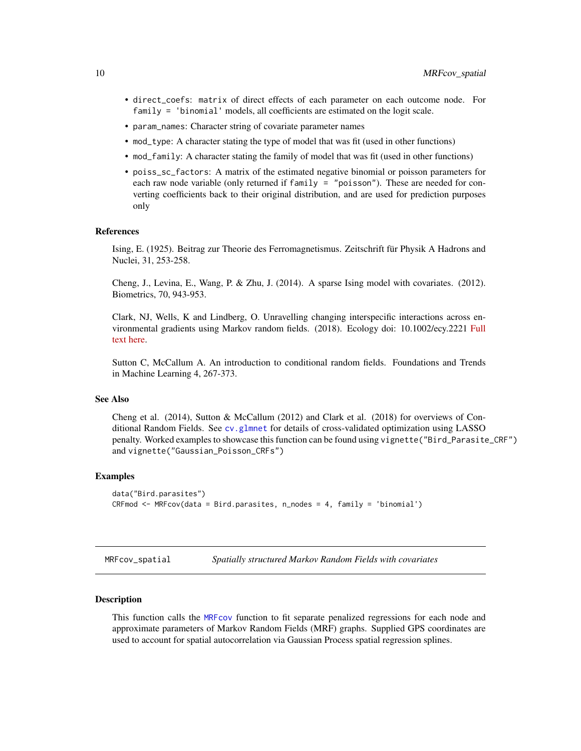- `direct_coefs`: `matrix` of direct effects of each parameter on each outcome node. For `family = 'binomial'` models, all coefficients are estimated on the logit scale.
- `param_names`: Character string of covariate parameter names
- `mod_type`: A character stating the type of model that was fit (used in other functions)
- `mod_family`: A character stating the family of model that was fit (used in other functions)
- `poiss_sc_factors`: A matrix of the estimated negative binomial or poisson parameters for each raw node variable (only returned if `family = "poisson"`). These are needed for converting coefficients back to their original distribution, and are used for prediction purposes only

### References

Ising, E. (1925). Beitrag zur Theorie des Ferromagnetismus. Zeitschrift für Physik A Hadrons and Nuclei, 31, 253-258.

Cheng, J., Levina, E., Wang, P. & Zhu, J. (2014). A sparse Ising model with covariates. (2012). Biometrics, 70, 943-953.

Clark, NJ, Wells, K and Lindberg, O. Unravelling changing interspecific interactions across environmental gradients using Markov random fields. (2018). Ecology doi: 10.1002/ecy.2221 Full text here.

Sutton C, McCallum A. An introduction to conditional random fields. Foundations and Trends in Machine Learning 4, 267-373.

### See Also

Cheng et al. (2014), Sutton & McCallum (2012) and Clark et al. (2018) for overviews of Conditional Random Fields. See `cv.glmnet` for details of cross-validated optimization using LASSO penalty. Worked examples to showcase this function can be found using `vignette("Bird_Parasite_CRF")` and `vignette("Gaussian_Poisson_CRFs")`

### Examples

```
data("Bird.parasites")
CRFmod <- MRFcov(data = Bird.parasites, n_nodes = 4, family = 'binomial')
```

---

## MRFcov_spatial — *Spatially structured Markov Random Fields with covariates*

### Description

This function calls the `MRFcov` function to fit separate penalized regressions for each node and approximate parameters of Markov Random Fields (MRF) graphs. Supplied GPS coordinates are used to account for spatial autocorrelation via Gaussian Process spatial regression splines.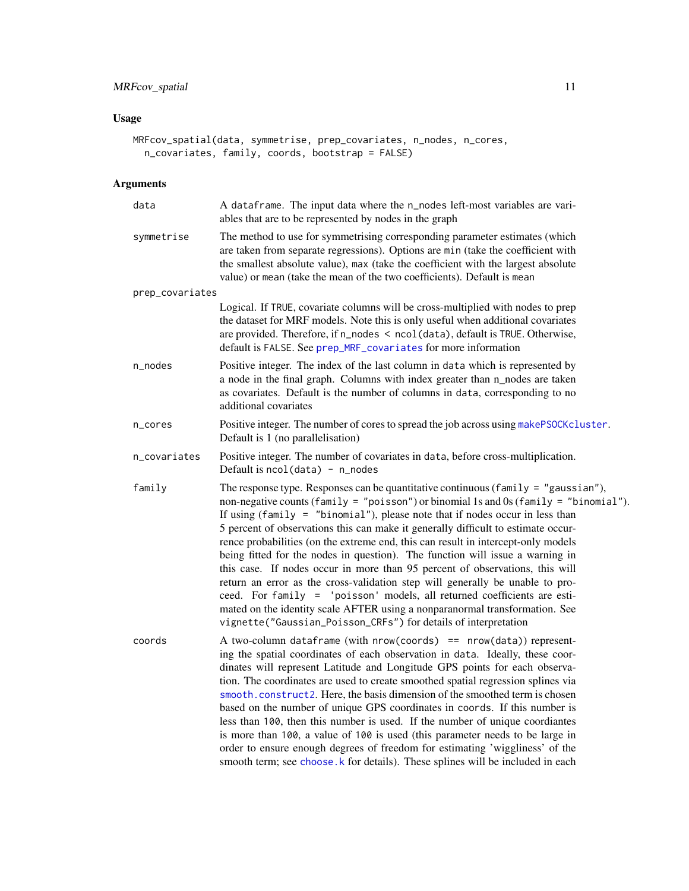## Usage

```
MRFcov_spatial(data, symmetrise, prep_covariates, n_nodes, n_cores,
  n_covariates, family, coords, bootstrap = FALSE)
```

## Arguments

**data**
A `dataframe`. The input data where the `n_nodes` left-most variables are variables that are to be represented by nodes in the graph

**symmetrise**
The method to use for symmetrising corresponding parameter estimates (which are taken from separate regressions). Options are `min` (take the coefficient with the smallest absolute value), `max` (take the coefficient with the largest absolute value) or `mean` (take the mean of the two coefficients). Default is `mean`

**prep_covariates**
Logical. If `TRUE`, covariate columns will be cross-multiplied with nodes to prep the dataset for MRF models. Note this is only useful when additional covariates are provided. Therefore, if `n_nodes < ncol(data)`, default is `TRUE`. Otherwise, default is `FALSE`. See `prep_MRF_covariates` for more information

**n_nodes**
Positive integer. The index of the last column in `data` which is represented by a node in the final graph. Columns with index greater than n_nodes are taken as covariates. Default is the number of columns in `data`, corresponding to no additional covariates

**n_cores**
Positive integer. The number of cores to spread the job across using `makePSOCKcluster`. Default is 1 (no parallelisation)

**n_covariates**
Positive integer. The number of covariates in `data`, before cross-multiplication. Default is `ncol(data) - n_nodes`

**family**
The response type. Responses can be quantitative continuous (`family = "gaussian"`), non-negative counts (`family = "poisson"`) or binomial 1s and 0s (`family = "binomial"`). If using (`family = "binomial"`), please note that if nodes occur in less than 5 percent of observations this can make it generally difficult to estimate occurrence probabilities (on the extreme end, this can result in intercept-only models being fitted for the nodes in question). The function will issue a warning in this case. If nodes occur in more than 95 percent of observations, this will return an error as the cross-validation step will generally be unable to proceed. For `family = 'poisson'` models, all returned coefficients are estimated on the identity scale AFTER using a nonparanormal transformation. See `vignette("Gaussian_Poisson_CRFs")` for details of interpretation

**coords**
A two-column `dataframe` (with `nrow(coords) == nrow(data)`) representing the spatial coordinates of each observation in `data`. Ideally, these coordinates will represent Latitude and Longitude GPS points for each observation. The coordinates are used to create smoothed spatial regression splines via `smooth.construct2`. Here, the basis dimension of the smoothed term is chosen based on the number of unique GPS coordinates in `coords`. If this number is less than `100`, then this number is used. If the number of unique coordiantes is more than `100`, a value of `100` is used (this parameter needs to be large in order to ensure enough degrees of freedom for estimating 'wiggliness' of the smooth term; see `choose.k` for details). These splines will be included in each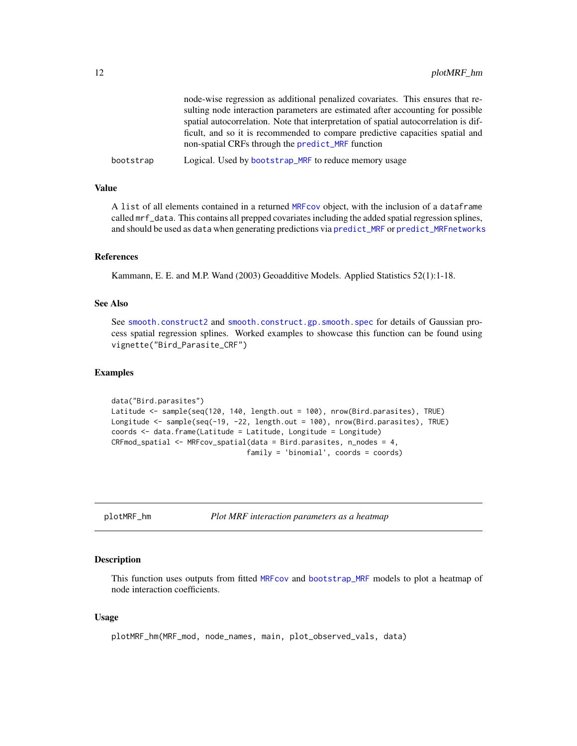node-wise regression as additional penalized covariates. This ensures that resulting node interaction parameters are estimated after accounting for possible spatial autocorrelation. Note that interpretation of spatial autocorrelation is difficult, and so it is recommended to compare predictive capacities spatial and non-spatial CRFs through the predict_MRF function

bootstrap    Logical. Used by bootstrap_MRF to reduce memory usage

## Value

A list of all elements contained in a returned MRFcov object, with the inclusion of a dataframe called mrf_data. This contains all prepped covariates including the added spatial regression splines, and should be used as data when generating predictions via predict_MRF or predict_MRFnetworks

## References

Kammann, E. E. and M.P. Wand (2003) Geoadditive Models. Applied Statistics 52(1):1-18.

## See Also

See smooth.construct2 and smooth.construct.gp.smooth.spec for details of Gaussian process spatial regression splines. Worked examples to showcase this function can be found using vignette("Bird_Parasite_CRF")

## Examples

```
data("Bird.parasites")
Latitude <- sample(seq(120, 140, length.out = 100), nrow(Bird.parasites), TRUE)
Longitude <- sample(seq(-19, -22, length.out = 100), nrow(Bird.parasites), TRUE)
coords <- data.frame(Latitude = Latitude, Longitude = Longitude)
CRFmod_spatial <- MRFcov_spatial(data = Bird.parasites, n_nodes = 4,
                                 family = 'binomial', coords = coords)
```

---

# plotMRF_hm    *Plot MRF interaction parameters as a heatmap*

## Description

This function uses outputs from fitted MRFcov and bootstrap_MRF models to plot a heatmap of node interaction coefficients.

## Usage

```
plotMRF_hm(MRF_mod, node_names, main, plot_observed_vals, data)
```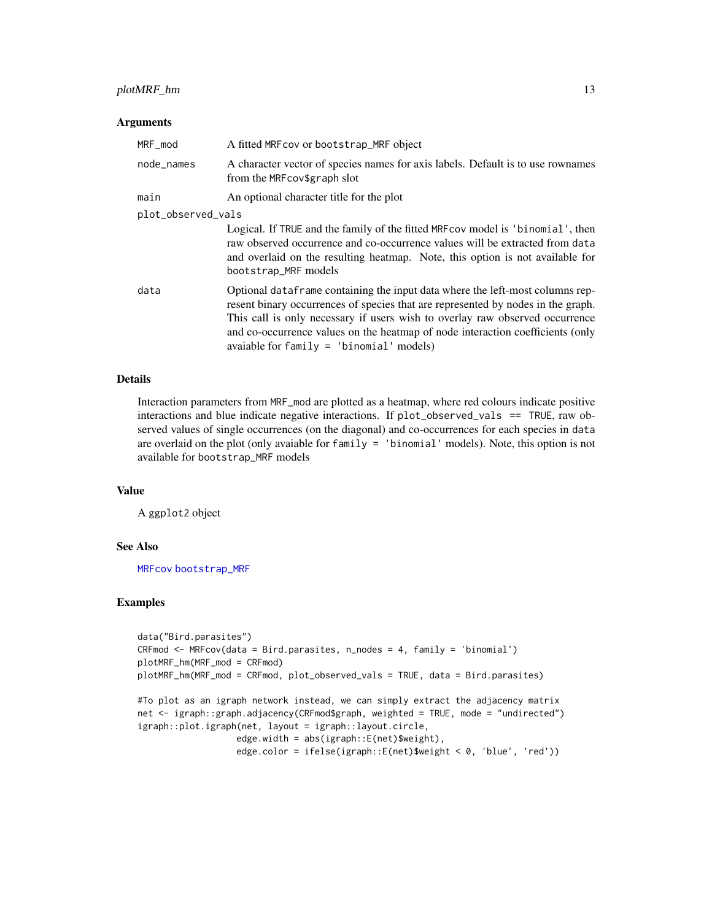## Arguments

| | |
|---|---|
| MRF_mod | A fitted MRFcov or bootstrap_MRF object |
| node_names | A character vector of species names for axis labels. Default is to use rownames from the MRFcov$graph slot |
| main | An optional character title for the plot |
| plot_observed_vals | Logical. If TRUE and the family of the fitted MRFcov model is 'binomial', then raw observed occurrence and co-occurrence values will be extracted from data and overlaid on the resulting heatmap. Note, this option is not available for bootstrap_MRF models |
| data | Optional dataframe containing the input data where the left-most columns represent binary occurrences of species that are represented by nodes in the graph. This call is only necessary if users wish to overlay raw observed occurrence and co-occurrence values on the heatmap of node interaction coefficients (only avaiable for family = 'binomial' models) |

## Details

Interaction parameters from MRF_mod are plotted as a heatmap, where red colours indicate positive interactions and blue indicate negative interactions. If plot_observed_vals == TRUE, raw observed values of single occurrences (on the diagonal) and co-occurrences for each species in data are overlaid on the plot (only avaiable for family = 'binomial' models). Note, this option is not available for bootstrap_MRF models

## Value

A ggplot2 object

## See Also

MRFcov bootstrap_MRF

## Examples

```
data("Bird.parasites")
CRFmod <- MRFcov(data = Bird.parasites, n_nodes = 4, family = 'binomial')
plotMRF_hm(MRF_mod = CRFmod)
plotMRF_hm(MRF_mod = CRFmod, plot_observed_vals = TRUE, data = Bird.parasites)

#To plot as an igraph network instead, we can simply extract the adjacency matrix
net <- igraph::graph.adjacency(CRFmod$graph, weighted = TRUE, mode = "undirected")
igraph::plot.igraph(net, layout = igraph::layout.circle,
                    edge.width = abs(igraph::E(net)$weight),
                    edge.color = ifelse(igraph::E(net)$weight < 0, 'blue', 'red'))
```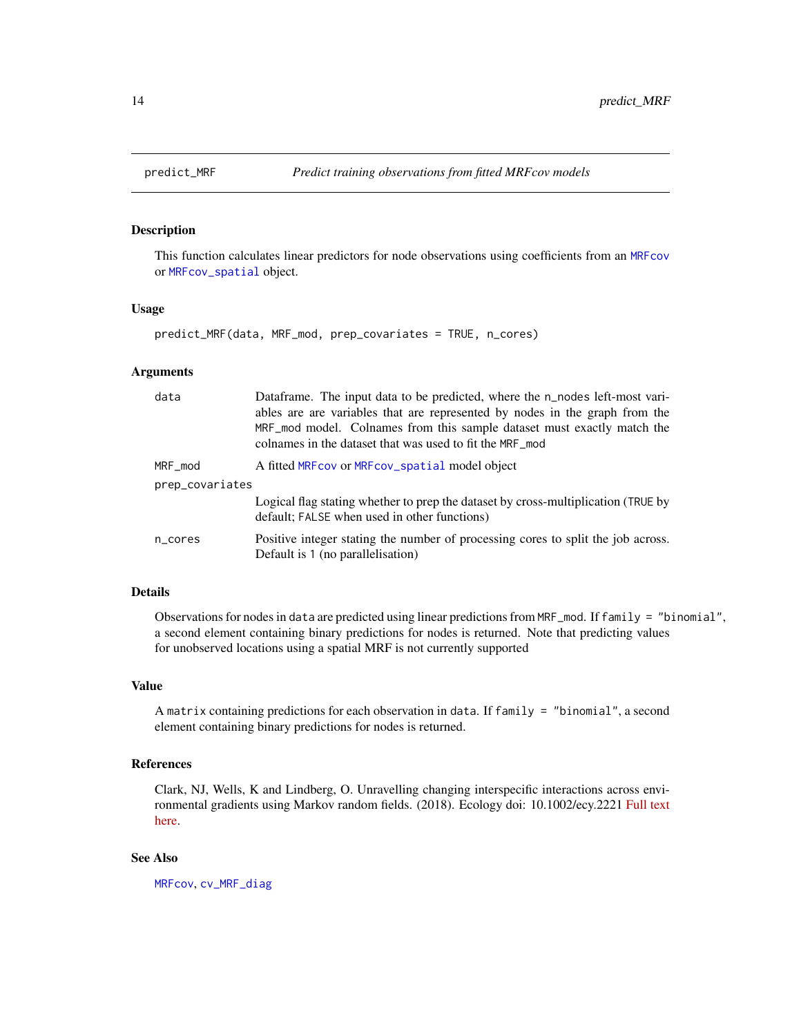## predict_MRF — *Predict training observations from fitted MRFcov models*

### Description

This function calculates linear predictors for node observations using coefficients from an MRFcov or MRFcov_spatial object.

### Usage

```
predict_MRF(data, MRF_mod, prep_covariates = TRUE, n_cores)
```

### Arguments

| Argument | Description |
|---|---|
| data | Dataframe. The input data to be predicted, where the n_nodes left-most variables are are variables that are represented by nodes in the graph from the MRF_mod model. Colnames from this sample dataset must exactly match the colnames in the dataset that was used to fit the MRF_mod |
| MRF_mod | A fitted MRFcov or MRFcov_spatial model object |
| prep_covariates | Logical flag stating whether to prep the dataset by cross-multiplication (TRUE by default; FALSE when used in other functions) |
| n_cores | Positive integer stating the number of processing cores to split the job across. Default is 1 (no parallelisation) |

### Details

Observations for nodes in data are predicted using linear predictions from MRF_mod. If family = "binomial", a second element containing binary predictions for nodes is returned. Note that predicting values for unobserved locations using a spatial MRF is not currently supported

### Value

A matrix containing predictions for each observation in data. If family = "binomial", a second element containing binary predictions for nodes is returned.

### References

Clark, NJ, Wells, K and Lindberg, O. Unravelling changing interspecific interactions across environmental gradients using Markov random fields. (2018). Ecology doi: 10.1002/ecy.2221 Full text here.

### See Also

MRFcov, cv_MRF_diag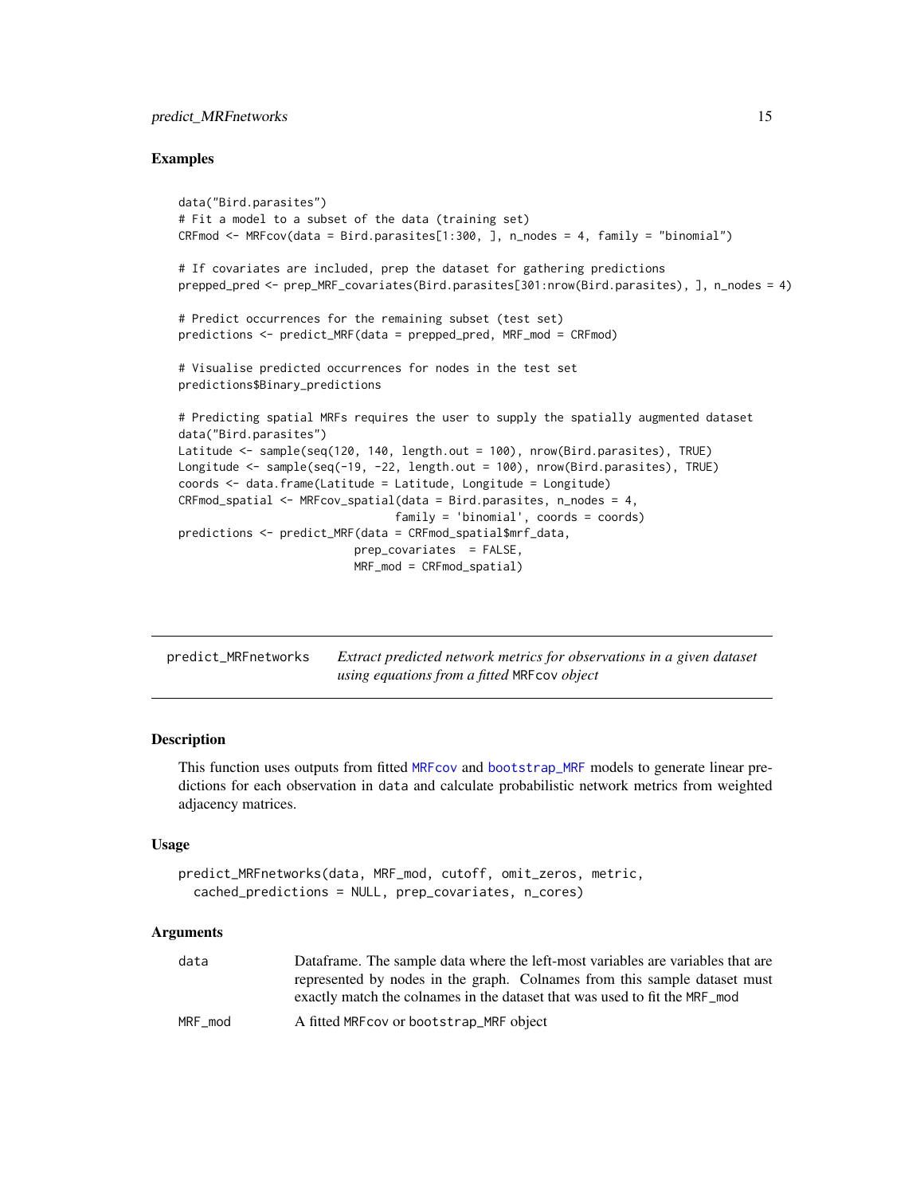### Examples

```
data("Bird.parasites")
# Fit a model to a subset of the data (training set)
CRFmod <- MRFcov(data = Bird.parasites[1:300, ], n_nodes = 4, family = "binomial")

# If covariates are included, prep the dataset for gathering predictions
prepped_pred <- prep_MRF_covariates(Bird.parasites[301:nrow(Bird.parasites), ], n_nodes = 4)

# Predict occurrences for the remaining subset (test set)
predictions <- predict_MRF(data = prepped_pred, MRF_mod = CRFmod)

# Visualise predicted occurrences for nodes in the test set
predictions$Binary_predictions

# Predicting spatial MRFs requires the user to supply the spatially augmented dataset
data("Bird.parasites")
Latitude <- sample(seq(120, 140, length.out = 100), nrow(Bird.parasites), TRUE)
Longitude <- sample(seq(-19, -22, length.out = 100), nrow(Bird.parasites), TRUE)
coords <- data.frame(Latitude = Latitude, Longitude = Longitude)
CRFmod_spatial <- MRFcov_spatial(data = Bird.parasites, n_nodes = 4,
                                 family = 'binomial', coords = coords)
predictions <- predict_MRF(data = CRFmod_spatial$mrf_data,
                           prep_covariates  = FALSE,
                           MRF_mod = CRFmod_spatial)
```

---

## predict_MRFnetworks — *Extract predicted network metrics for observations in a given dataset using equations from a fitted* MRFcov *object*

---

### Description

This function uses outputs from fitted MRFcov and bootstrap_MRF models to generate linear predictions for each observation in data and calculate probabilistic network metrics from weighted adjacency matrices.

### Usage

```
predict_MRFnetworks(data, MRF_mod, cutoff, omit_zeros, metric,
  cached_predictions = NULL, prep_covariates, n_cores)
```

### Arguments

| | |
|---|---|
| data | Dataframe. The sample data where the left-most variables are variables that are represented by nodes in the graph. Colnames from this sample dataset must exactly match the colnames in the dataset that was used to fit the MRF_mod |
| MRF_mod | A fitted MRFcov or bootstrap_MRF object |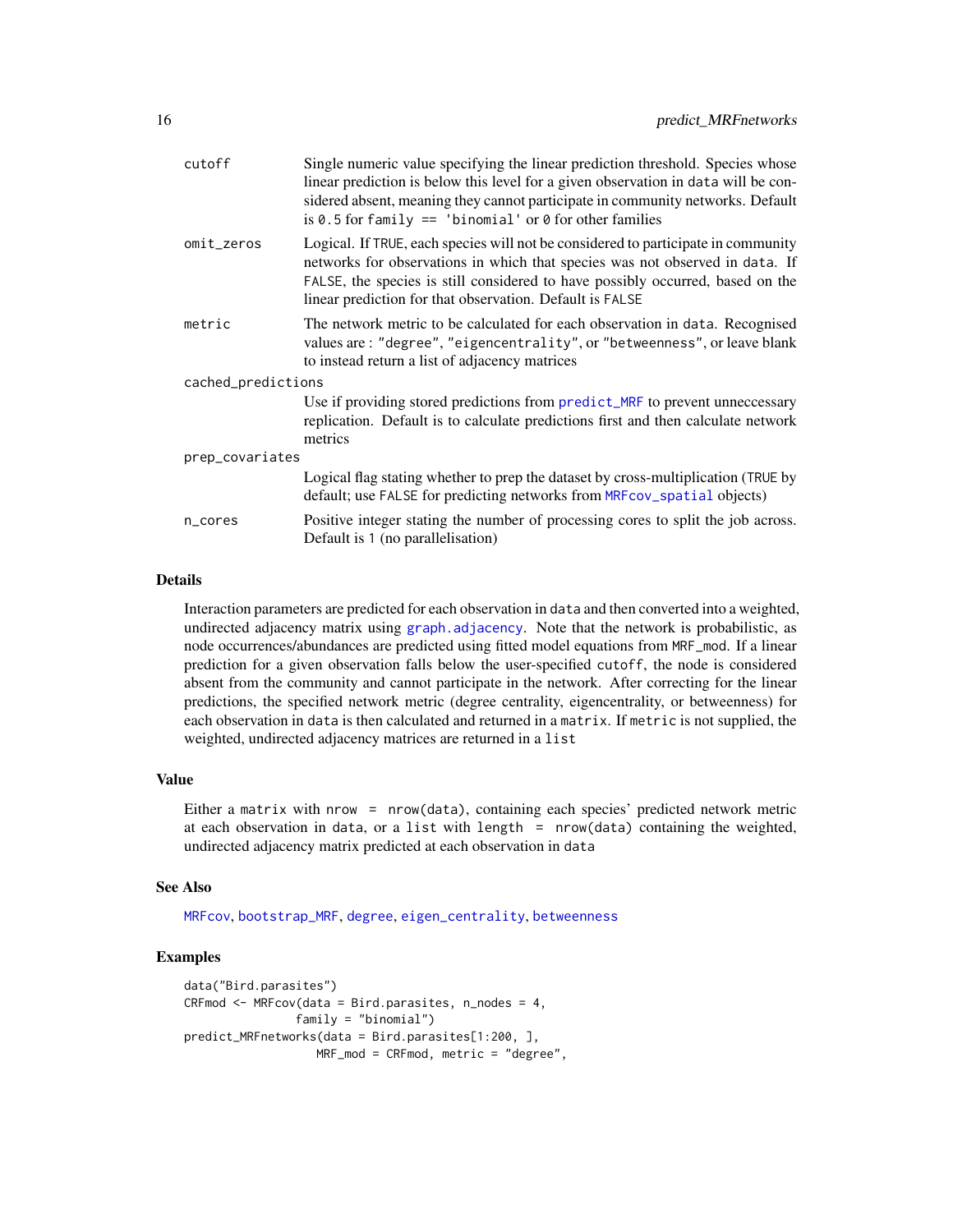| | |
|---|---|
| cutoff | Single numeric value specifying the linear prediction threshold. Species whose linear prediction is below this level for a given observation in `data` will be considered absent, meaning they cannot participate in community networks. Default is `0.5` for `family == 'binomial'` or `0` for other families |
| omit_zeros | Logical. If `TRUE`, each species will not be considered to participate in community networks for observations in which that species was not observed in `data`. If `FALSE`, the species is still considered to have possibly occurred, based on the linear prediction for that observation. Default is `FALSE` |
| metric | The network metric to be calculated for each observation in `data`. Recognised values are : `"degree"`, `"eigencentrality"`, or `"betweenness"`, or leave blank to instead return a list of adjacency matrices |
| cached_predictions | Use if providing stored predictions from `predict_MRF` to prevent unneccessary replication. Default is to calculate predictions first and then calculate network metrics |
| prep_covariates | Logical flag stating whether to prep the dataset by cross-multiplication (`TRUE` by default; use `FALSE` for predicting networks from `MRFcov_spatial` objects) |
| n_cores | Positive integer stating the number of processing cores to split the job across. Default is `1` (no parallelisation) |

## Details

Interaction parameters are predicted for each observation in `data` and then converted into a weighted, undirected adjacency matrix using `graph.adjacency`. Note that the network is probabilistic, as node occurrences/abundances are predicted using fitted model equations from `MRF_mod`. If a linear prediction for a given observation falls below the user-specified `cutoff`, the node is considered absent from the community and cannot participate in the network. After correcting for the linear predictions, the specified network metric (degree centrality, eigencentrality, or betweenness) for each observation in `data` is then calculated and returned in a `matrix`. If `metric` is not supplied, the weighted, undirected adjacency matrices are returned in a `list`

## Value

Either a `matrix` with `nrow = nrow(data)`, containing each species' predicted network metric at each observation in `data`, or a `list` with `length = nrow(data)` containing the weighted, undirected adjacency matrix predicted at each observation in `data`

## See Also

`MRFcov`, `bootstrap_MRF`, `degree`, `eigen_centrality`, `betweenness`

## Examples

```
data("Bird.parasites")
CRFmod <- MRFcov(data = Bird.parasites, n_nodes = 4,
                 family = "binomial")
predict_MRFnetworks(data = Bird.parasites[1:200, ],
                    MRF_mod = CRFmod, metric = "degree",
```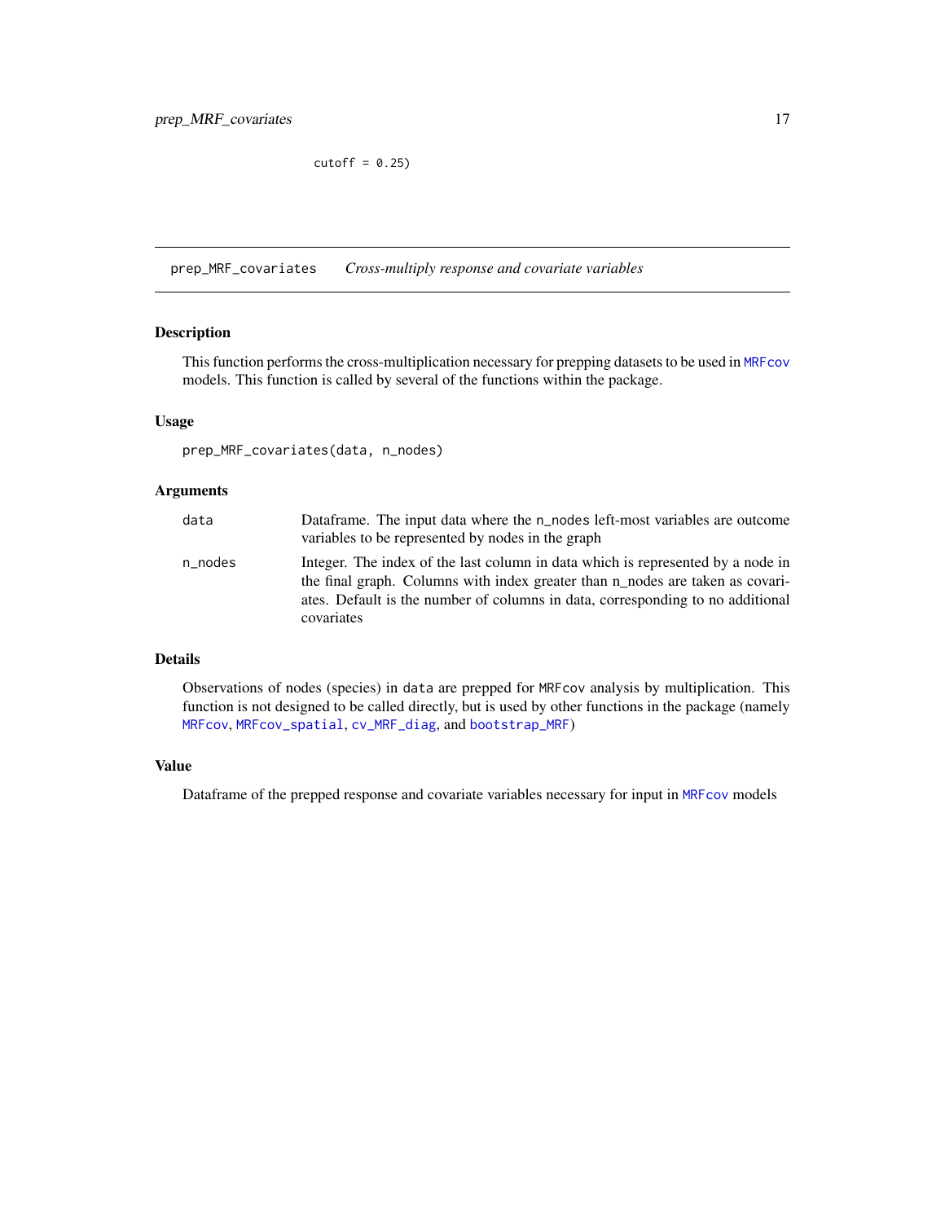```
cutoff = 0.25)
```

---

## prep_MRF_covariates    *Cross-multiply response and covariate variables*

---

### Description

This function performs the cross-multiplication necessary for prepping datasets to be used in MRFcov models. This function is called by several of the functions within the package.

### Usage

```
prep_MRF_covariates(data, n_nodes)
```

### Arguments

| | |
|---|---|
| data | Dataframe. The input data where the n_nodes left-most variables are outcome variables to be represented by nodes in the graph |
| n_nodes | Integer. The index of the last column in data which is represented by a node in the final graph. Columns with index greater than n_nodes are taken as covariates. Default is the number of columns in data, corresponding to no additional covariates |

### Details

Observations of nodes (species) in data are prepped for MRFcov analysis by multiplication. This function is not designed to be called directly, but is used by other functions in the package (namely MRFcov, MRFcov_spatial, cv_MRF_diag, and bootstrap_MRF)

### Value

Dataframe of the prepped response and covariate variables necessary for input in MRFcov models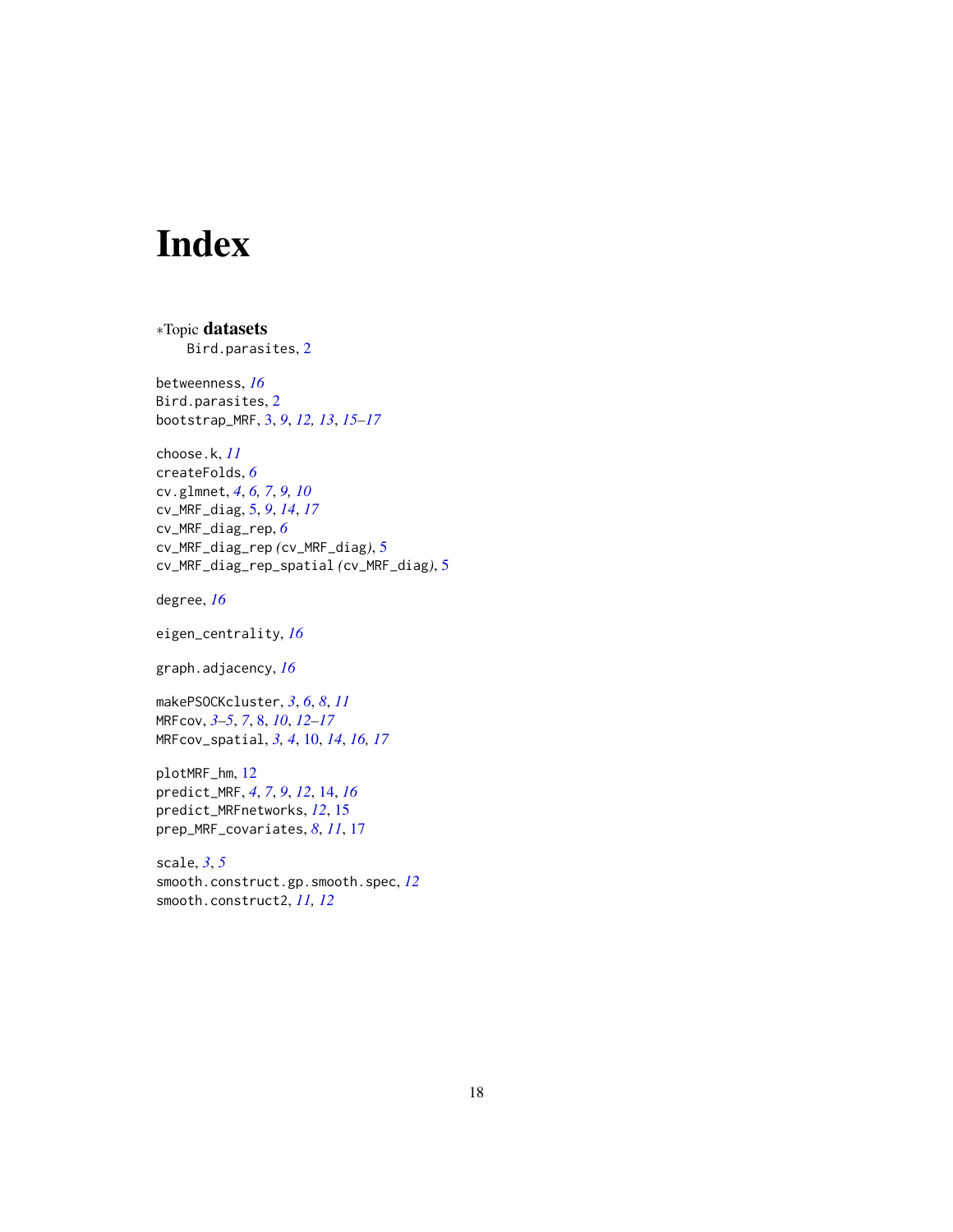# Index

∗Topic **datasets**

Bird.parasites, 2

betweenness, *16*
Bird.parasites, 2
bootstrap_MRF, 3, *9*, *12, 13*, *15–17*

choose.k, *11*
createFolds, *6*
cv.glmnet, *4*, *6, 7*, *9, 10*
cv_MRF_diag, 5, *9*, *14*, *17*
cv_MRF_diag_rep, *6*
cv_MRF_diag_rep *(*cv_MRF_diag*)*, 5
cv_MRF_diag_rep_spatial *(*cv_MRF_diag*)*, 5

degree, *16*

eigen_centrality, *16*

graph.adjacency, *16*

makePSOCKcluster, *3*, *6*, *8*, *11*
MRFcov, *3–5*, *7*, 8, *10*, *12–17*
MRFcov_spatial, *3, 4*, 10, *14*, *16, 17*

plotMRF_hm, 12
predict_MRF, *4*, *7*, *9*, *12*, 14, *16*
predict_MRFnetworks, *12*, 15
prep_MRF_covariates, *8*, *11*, 17

scale, *3*, *5*
smooth.construct.gp.smooth.spec, *12*
smooth.construct2, *11, 12*